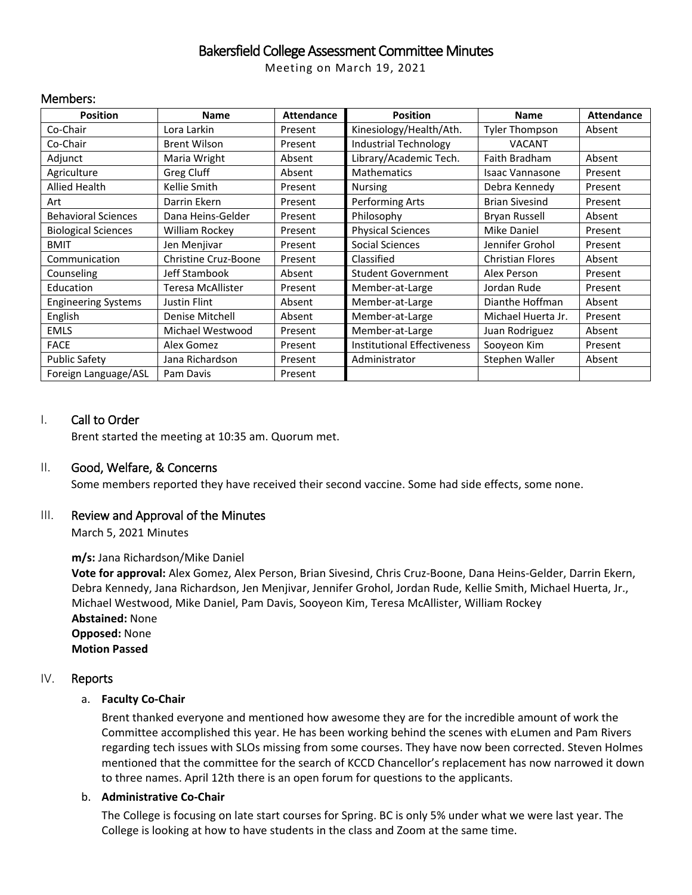# Bakersfield College Assessment Committee Minutes

Meeting on March 19, 2021

## Members:

| Position | Name | Attendance | Position | Name | Attendance |
|---|---|---|---|---|---|
| Co-Chair | Lora Larkin | Present | Kinesiology/Health/Ath. | Tyler Thompson | Absent |
| Co-Chair | Brent Wilson | Present | Industrial Technology | VACANT | |
| Adjunct | Maria Wright | Absent | Library/Academic Tech. | Faith Bradham | Absent |
| Agriculture | Greg Cluff | Absent | Mathematics | Isaac Vannasone | Present |
| Allied Health | Kellie Smith | Present | Nursing | Debra Kennedy | Present |
| Art | Darrin Ekern | Present | Performing Arts | Brian Sivesind | Present |
| Behavioral Sciences | Dana Heins-Gelder | Present | Philosophy | Bryan Russell | Absent |
| Biological Sciences | William Rockey | Present | Physical Sciences | Mike Daniel | Present |
| BMIT | Jen Menjivar | Present | Social Sciences | Jennifer Grohol | Present |
| Communication | Christine Cruz-Boone | Present | Classified | Christian Flores | Absent |
| Counseling | Jeff Stambook | Absent | Student Government | Alex Person | Present |
| Education | Teresa McAllister | Present | Member-at-Large | Jordan Rude | Present |
| Engineering Systems | Justin Flint | Absent | Member-at-Large | Dianthe Hoffman | Absent |
| English | Denise Mitchell | Absent | Member-at-Large | Michael Huerta Jr. | Present |
| EMLS | Michael Westwood | Present | Member-at-Large | Juan Rodriguez | Absent |
| FACE | Alex Gomez | Present | Institutional Effectiveness | Sooyeon Kim | Present |
| Public Safety | Jana Richardson | Present | Administrator | Stephen Waller | Absent |
| Foreign Language/ASL | Pam Davis | Present | | | |

## I. Call to Order

Brent started the meeting at 10:35 am. Quorum met.

## II. Good, Welfare, & Concerns

Some members reported they have received their second vaccine. Some had side effects, some none.

## III. Review and Approval of the Minutes

March 5, 2021 Minutes

**m/s:** Jana Richardson/Mike Daniel
**Vote for approval:** Alex Gomez, Alex Person, Brian Sivesind, Chris Cruz-Boone, Dana Heins-Gelder, Darrin Ekern, Debra Kennedy, Jana Richardson, Jen Menjivar, Jennifer Grohol, Jordan Rude, Kellie Smith, Michael Huerta, Jr., Michael Westwood, Mike Daniel, Pam Davis, Sooyeon Kim, Teresa McAllister, William Rockey
**Abstained:** None
**Opposed:** None
**Motion Passed**

## IV. Reports

a. **Faculty Co-Chair**

Brent thanked everyone and mentioned how awesome they are for the incredible amount of work the Committee accomplished this year. He has been working behind the scenes with eLumen and Pam Rivers regarding tech issues with SLOs missing from some courses. They have now been corrected. Steven Holmes mentioned that the committee for the search of KCCD Chancellor's replacement has now narrowed it down to three names. April 12th there is an open forum for questions to the applicants.

b. **Administrative Co-Chair**

The College is focusing on late start courses for Spring. BC is only 5% under what we were last year. The College is looking at how to have students in the class and Zoom at the same time.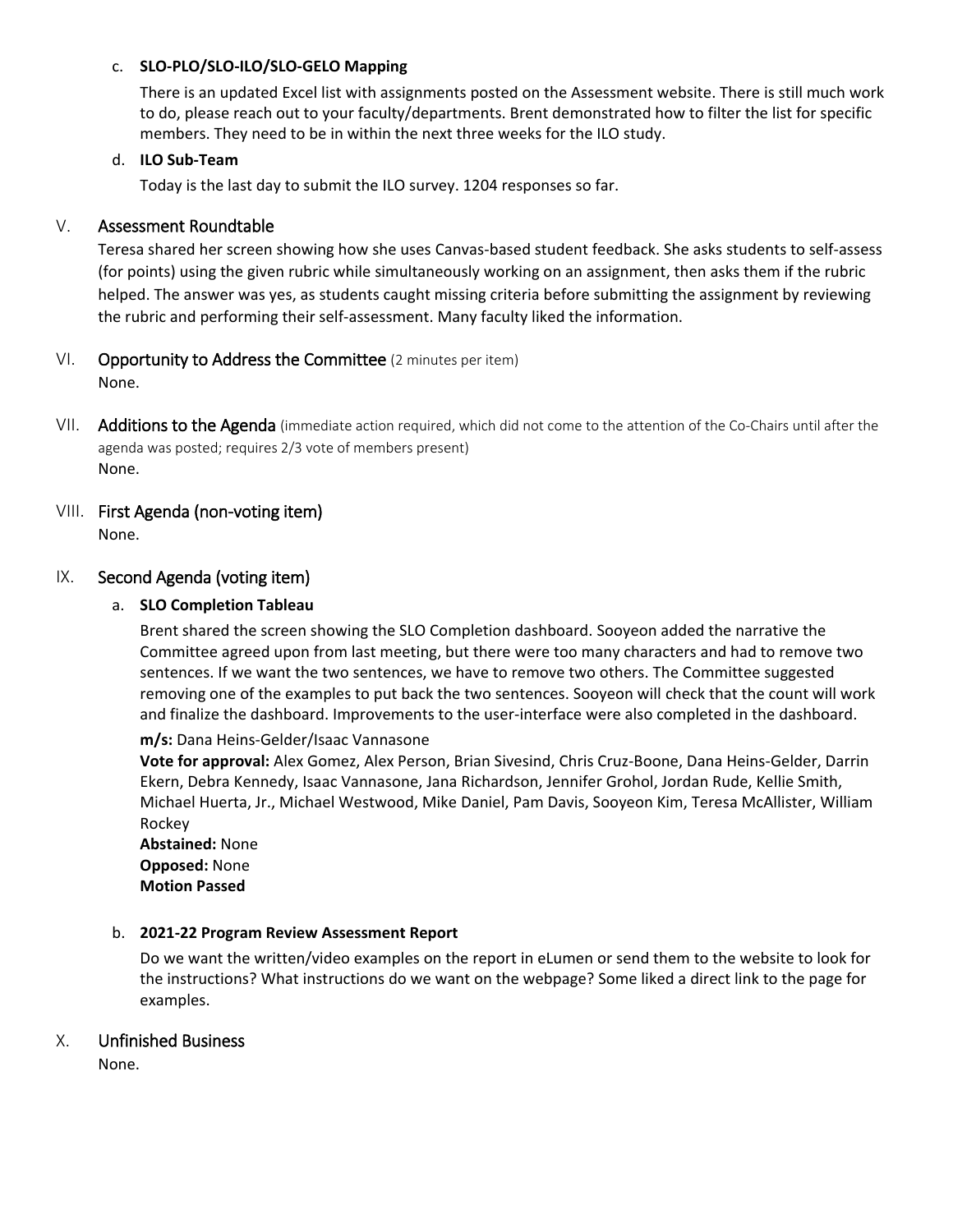c. **SLO-PLO/SLO-ILO/SLO-GELO Mapping**

There is an updated Excel list with assignments posted on the Assessment website. There is still much work to do, please reach out to your faculty/departments. Brent demonstrated how to filter the list for specific members. They need to be in within the next three weeks for the ILO study.

d. **ILO Sub-Team**

Today is the last day to submit the ILO survey. 1204 responses so far.

## V. Assessment Roundtable

Teresa shared her screen showing how she uses Canvas-based student feedback. She asks students to self-assess (for points) using the given rubric while simultaneously working on an assignment, then asks them if the rubric helped. The answer was yes, as students caught missing criteria before submitting the assignment by reviewing the rubric and performing their self-assessment. Many faculty liked the information.

## VI. Opportunity to Address the Committee (2 minutes per item)

None.

## VII. Additions to the Agenda (immediate action required, which did not come to the attention of the Co-Chairs until after the agenda was posted; requires 2/3 vote of members present)

None.

## VIII. First Agenda (non-voting item)

None.

## IX. Second Agenda (voting item)

a. **SLO Completion Tableau**

Brent shared the screen showing the SLO Completion dashboard. Sooyeon added the narrative the Committee agreed upon from last meeting, but there were too many characters and had to remove two sentences. If we want the two sentences, we have to remove two others. The Committee suggested removing one of the examples to put back the two sentences. Sooyeon will check that the count will work and finalize the dashboard. Improvements to the user-interface were also completed in the dashboard.

**m/s:** Dana Heins-Gelder/Isaac Vannasone
**Vote for approval:** Alex Gomez, Alex Person, Brian Sivesind, Chris Cruz-Boone, Dana Heins-Gelder, Darrin Ekern, Debra Kennedy, Isaac Vannasone, Jana Richardson, Jennifer Grohol, Jordan Rude, Kellie Smith, Michael Huerta, Jr., Michael Westwood, Mike Daniel, Pam Davis, Sooyeon Kim, Teresa McAllister, William Rockey
**Abstained:** None
**Opposed:** None
**Motion Passed**

b. **2021-22 Program Review Assessment Report**

Do we want the written/video examples on the report in eLumen or send them to the website to look for the instructions? What instructions do we want on the webpage? Some liked a direct link to the page for examples.

## X. Unfinished Business

None.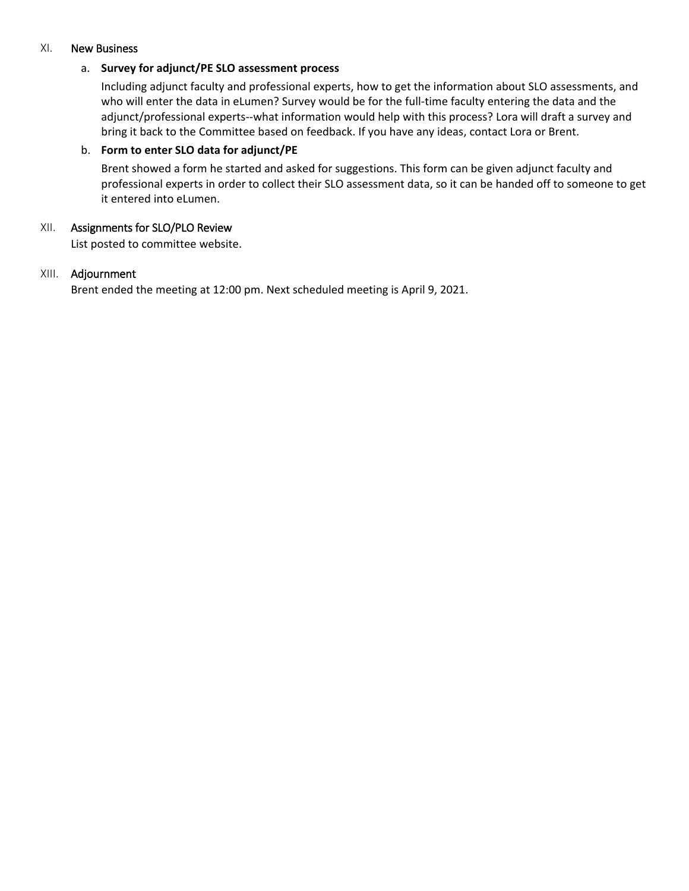XI. New Business

a. **Survey for adjunct/PE SLO assessment process**

Including adjunct faculty and professional experts, how to get the information about SLO assessments, and who will enter the data in eLumen? Survey would be for the full-time faculty entering the data and the adjunct/professional experts--what information would help with this process? Lora will draft a survey and bring it back to the Committee based on feedback. If you have any ideas, contact Lora or Brent.

b. **Form to enter SLO data for adjunct/PE**

Brent showed a form he started and asked for suggestions. This form can be given adjunct faculty and professional experts in order to collect their SLO assessment data, so it can be handed off to someone to get it entered into eLumen.

XII. Assignments for SLO/PLO Review

List posted to committee website.

XIII. Adjournment

Brent ended the meeting at 12:00 pm. Next scheduled meeting is April 9, 2021.